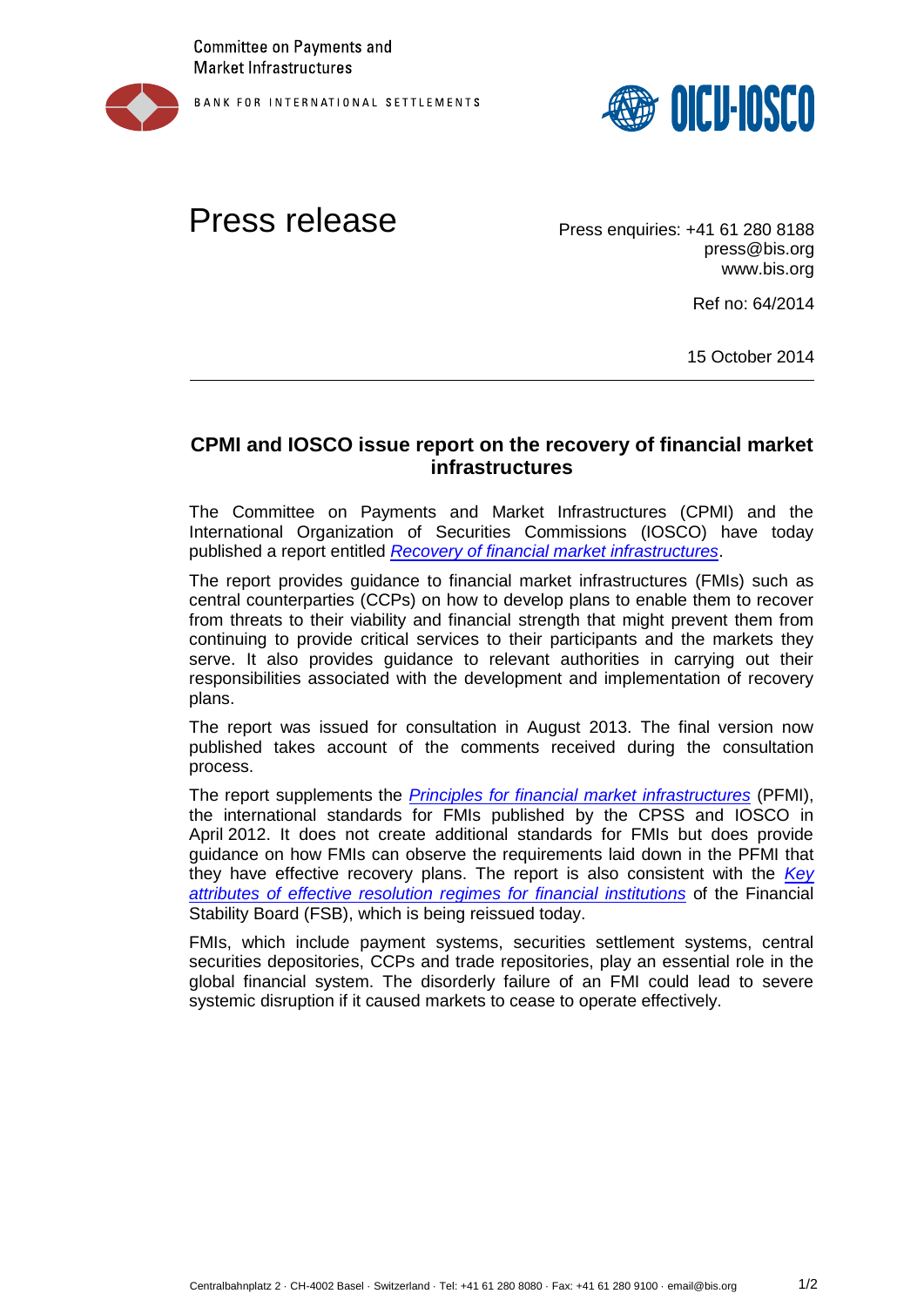Committee on Payments and Market Infrastructures

BANK FOR INTERNATIONAL SETTLEMENTS

OICU-IOSCO

# Press release

Press enquiries: +41 61 280 8188
press@bis.org
www.bis.org

Ref no: 64/2014

15 October 2014

## CPMI and IOSCO issue report on the recovery of financial market infrastructures

The Committee on Payments and Market Infrastructures (CPMI) and the International Organization of Securities Commissions (IOSCO) have today published a report entitled *Recovery of financial market infrastructures*.

The report provides guidance to financial market infrastructures (FMIs) such as central counterparties (CCPs) on how to develop plans to enable them to recover from threats to their viability and financial strength that might prevent them from continuing to provide critical services to their participants and the markets they serve. It also provides guidance to relevant authorities in carrying out their responsibilities associated with the development and implementation of recovery plans.

The report was issued for consultation in August 2013. The final version now published takes account of the comments received during the consultation process.

The report supplements the *Principles for financial market infrastructures* (PFMI), the international standards for FMIs published by the CPSS and IOSCO in April 2012. It does not create additional standards for FMIs but does provide guidance on how FMIs can observe the requirements laid down in the PFMI that they have effective recovery plans. The report is also consistent with the *Key attributes of effective resolution regimes for financial institutions* of the Financial Stability Board (FSB), which is being reissued today.

FMIs, which include payment systems, securities settlement systems, central securities depositories, CCPs and trade repositories, play an essential role in the global financial system. The disorderly failure of an FMI could lead to severe systemic disruption if it caused markets to cease to operate effectively.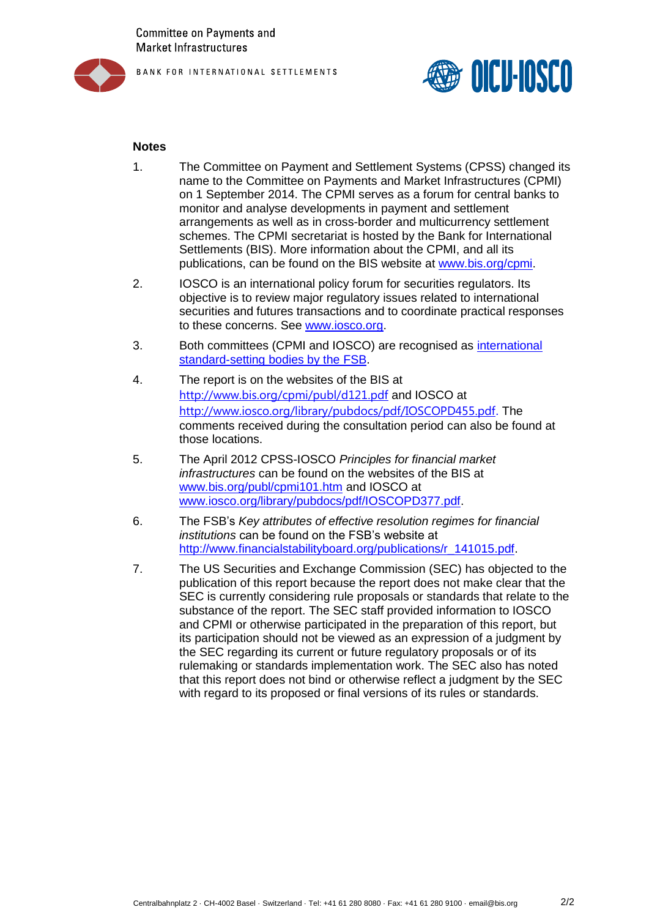Committee on Payments and Market Infrastructures

BANK FOR INTERNATIONAL SETTLEMENTS

OICU-IOSCO

**Notes**

1. The Committee on Payment and Settlement Systems (CPSS) changed its name to the Committee on Payments and Market Infrastructures (CPMI) on 1 September 2014. The CPMI serves as a forum for central banks to monitor and analyse developments in payment and settlement arrangements as well as in cross-border and multicurrency settlement schemes. The CPMI secretariat is hosted by the Bank for International Settlements (BIS). More information about the CPMI, and all its publications, can be found on the BIS website at [www.bis.org/cpmi](www.bis.org/cpmi).

2. IOSCO is an international policy forum for securities regulators. Its objective is to review major regulatory issues related to international securities and futures transactions and to coordinate practical responses to these concerns. See [www.iosco.org](www.iosco.org).

3. Both committees (CPMI and IOSCO) are recognised as international standard-setting bodies by the FSB.

4. The report is on the websites of the BIS at [http://www.bis.org/cpmi/publ/d121.pdf](http://www.bis.org/cpmi/publ/d121.pdf) and IOSCO at [http://www.iosco.org/library/pubdocs/pdf/IOSCOPD455.pdf](http://www.iosco.org/library/pubdocs/pdf/IOSCOPD455.pdf). The comments received during the consultation period can also be found at those locations.

5. The April 2012 CPSS-IOSCO *Principles for financial market infrastructures* can be found on the websites of the BIS at [www.bis.org/publ/cpmi101.htm](www.bis.org/publ/cpmi101.htm) and IOSCO at [www.iosco.org/library/pubdocs/pdf/IOSCOPD377.pdf](www.iosco.org/library/pubdocs/pdf/IOSCOPD377.pdf).

6. The FSB's *Key attributes of effective resolution regimes for financial institutions* can be found on the FSB's website at [http://www.financialstabilityboard.org/publications/r_141015.pdf](http://www.financialstabilityboard.org/publications/r_141015.pdf).

7. The US Securities and Exchange Commission (SEC) has objected to the publication of this report because the report does not make clear that the SEC is currently considering rule proposals or standards that relate to the substance of the report. The SEC staff provided information to IOSCO and CPMI or otherwise participated in the preparation of this report, but its participation should not be viewed as an expression of a judgment by the SEC regarding its current or future regulatory proposals or of its rulemaking or standards implementation work. The SEC also has noted that this report does not bind or otherwise reflect a judgment by the SEC with regard to its proposed or final versions of its rules or standards.

Centralbahnplatz 2 · CH-4002 Basel · Switzerland · Tel: +41 61 280 8080 · Fax: +41 61 280 9100 · email@bis.org